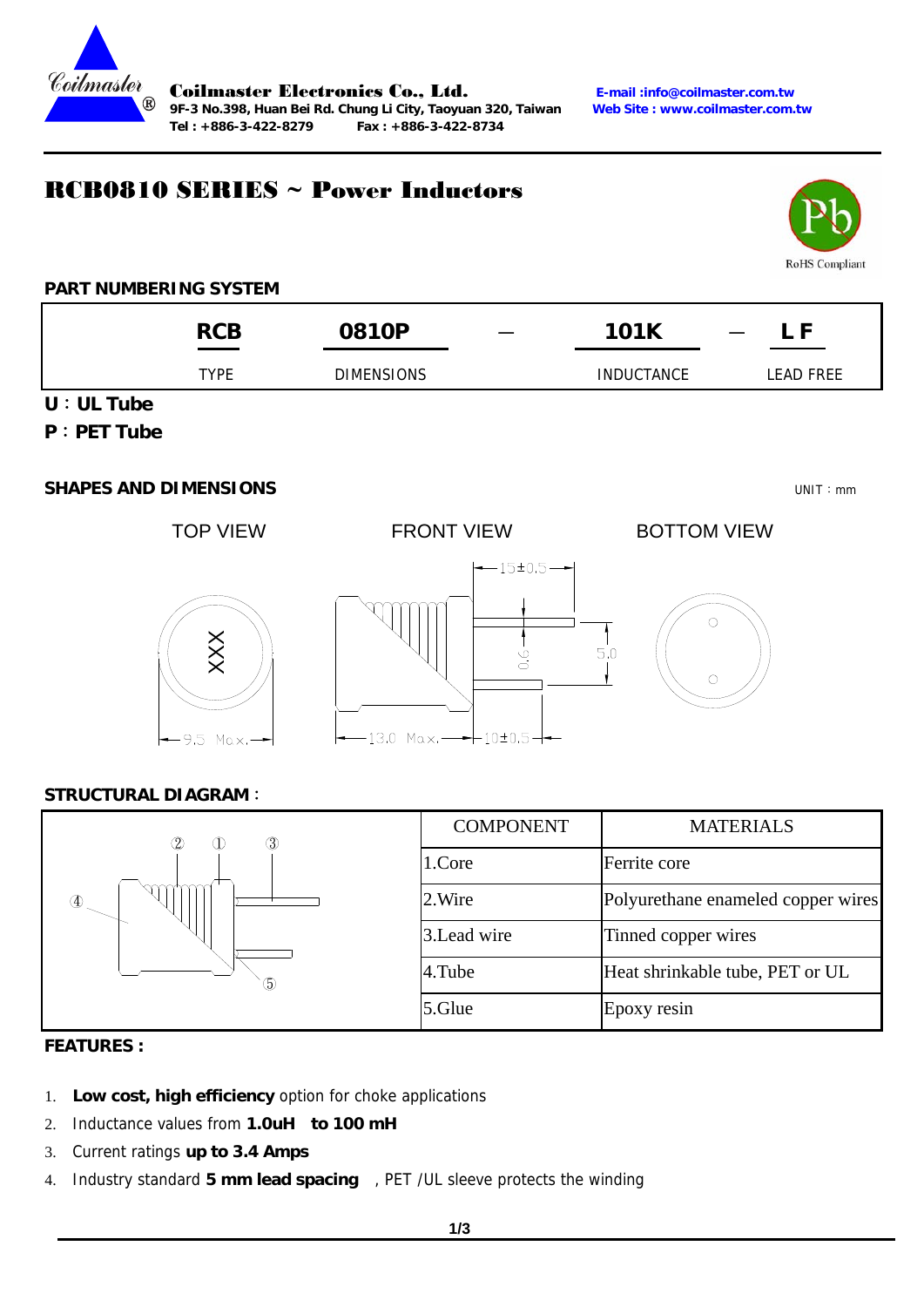Coilmaster Electronics Co., Ltd.
9F-3 No.398, Huan Bei Rd. Chung Li City, Taoyuan 320, Taiwan
Tel : +886-3-422-8279 Fax : +886-3-422-8734
E-mail :info@coilmaster.com.tw
Web Site : www.coilmaster.com.tw

# RCB0810 SERIES ~ Power Inductors

RoHS Compliant

## PART NUMBERING SYSTEM

| RCB | 0810P | — | 101K | — | L F |
|---|---|---|---|---|---|
| TYPE | DIMENSIONS | | INDUCTANCE | | LEAD FREE |

**U**：**UL Tube**

**P**：**PET Tube**

## SHAPES AND DIMENSIONS

UNIT：mm

TOP VIEW FRONT VIEW BOTTOM VIEW

XXX

9.5 Max. 13.0 Max. 15±0.5 10±0.5 0.6 5.0

## STRUCTURAL DIAGRAM：

| COMPONENT | MATERIALS |
|---|---|
| 1.Core | Ferrite core |
| 2.Wire | Polyurethane enameled copper wires |
| 3.Lead wire | Tinned copper wires |
| 4.Tube | Heat shrinkable tube, PET or UL |
| 5.Glue | Epoxy resin |

## FEATURES :

1. **Low cost, high efficiency** option for choke applications
2. Inductance values from **1.0uH to 100 mH**
3. Current ratings **up to 3.4 Amps**
4. Industry standard **5 mm lead spacing** , PET /UL sleeve protects the winding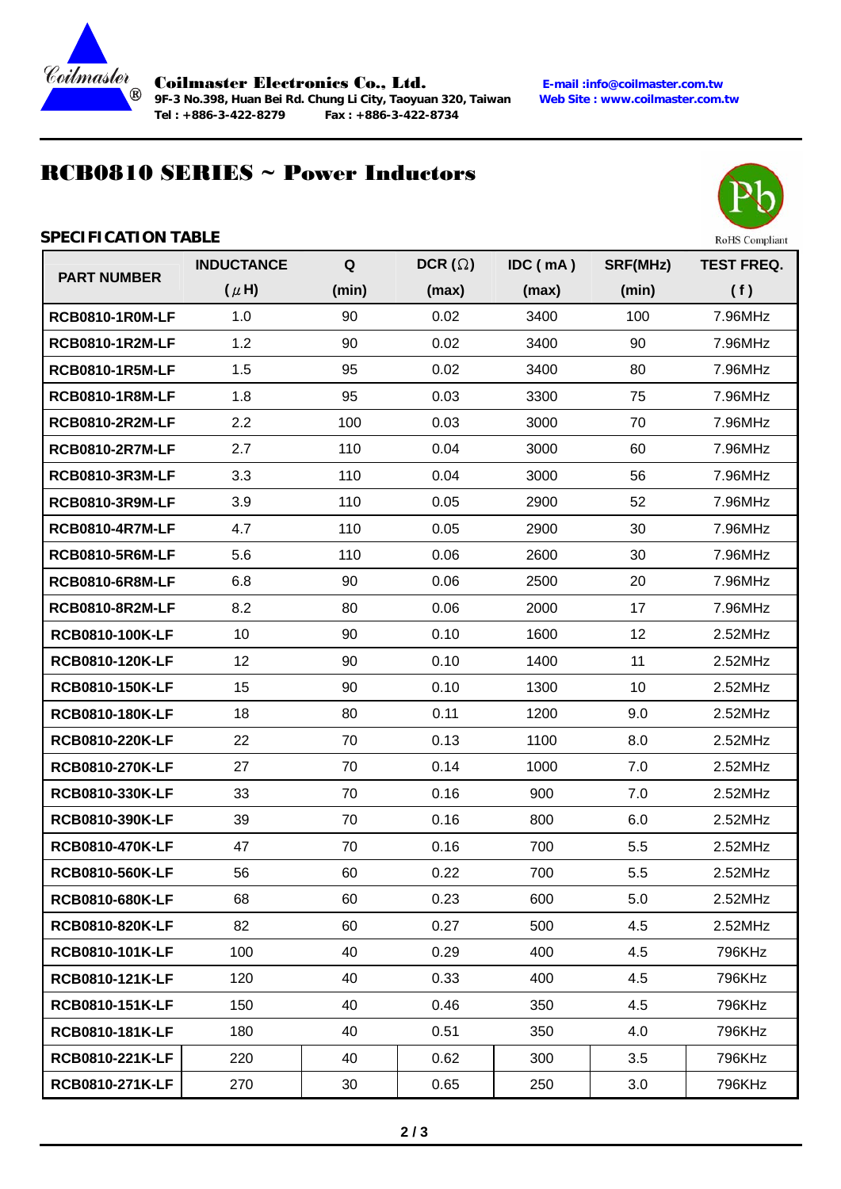# RCB0810 SERIES ~ Power Inductors

RoHS Compliant

## SPECIFICATION TABLE

| PART NUMBER | INDUCTANCE (μH) | Q (min) | DCR (Ω) (max) | IDC ( mA ) (max) | SRF(MHz) (min) | TEST FREQ. ( f ) |
|---|---|---|---|---|---|---|
| RCB0810-1R0M-LF | 1.0 | 90 | 0.02 | 3400 | 100 | 7.96MHz |
| RCB0810-1R2M-LF | 1.2 | 90 | 0.02 | 3400 | 90 | 7.96MHz |
| RCB0810-1R5M-LF | 1.5 | 95 | 0.02 | 3400 | 80 | 7.96MHz |
| RCB0810-1R8M-LF | 1.8 | 95 | 0.03 | 3300 | 75 | 7.96MHz |
| RCB0810-2R2M-LF | 2.2 | 100 | 0.03 | 3000 | 70 | 7.96MHz |
| RCB0810-2R7M-LF | 2.7 | 110 | 0.04 | 3000 | 60 | 7.96MHz |
| RCB0810-3R3M-LF | 3.3 | 110 | 0.04 | 3000 | 56 | 7.96MHz |
| RCB0810-3R9M-LF | 3.9 | 110 | 0.05 | 2900 | 52 | 7.96MHz |
| RCB0810-4R7M-LF | 4.7 | 110 | 0.05 | 2900 | 30 | 7.96MHz |
| RCB0810-5R6M-LF | 5.6 | 110 | 0.06 | 2600 | 30 | 7.96MHz |
| RCB0810-6R8M-LF | 6.8 | 90 | 0.06 | 2500 | 20 | 7.96MHz |
| RCB0810-8R2M-LF | 8.2 | 80 | 0.06 | 2000 | 17 | 7.96MHz |
| RCB0810-100K-LF | 10 | 90 | 0.10 | 1600 | 12 | 2.52MHz |
| RCB0810-120K-LF | 12 | 90 | 0.10 | 1400 | 11 | 2.52MHz |
| RCB0810-150K-LF | 15 | 90 | 0.10 | 1300 | 10 | 2.52MHz |
| RCB0810-180K-LF | 18 | 80 | 0.11 | 1200 | 9.0 | 2.52MHz |
| RCB0810-220K-LF | 22 | 70 | 0.13 | 1100 | 8.0 | 2.52MHz |
| RCB0810-270K-LF | 27 | 70 | 0.14 | 1000 | 7.0 | 2.52MHz |
| RCB0810-330K-LF | 33 | 70 | 0.16 | 900 | 7.0 | 2.52MHz |
| RCB0810-390K-LF | 39 | 70 | 0.16 | 800 | 6.0 | 2.52MHz |
| RCB0810-470K-LF | 47 | 70 | 0.16 | 700 | 5.5 | 2.52MHz |
| RCB0810-560K-LF | 56 | 60 | 0.22 | 700 | 5.5 | 2.52MHz |
| RCB0810-680K-LF | 68 | 60 | 0.23 | 600 | 5.0 | 2.52MHz |
| RCB0810-820K-LF | 82 | 60 | 0.27 | 500 | 4.5 | 2.52MHz |
| RCB0810-101K-LF | 100 | 40 | 0.29 | 400 | 4.5 | 796KHz |
| RCB0810-121K-LF | 120 | 40 | 0.33 | 400 | 4.5 | 796KHz |
| RCB0810-151K-LF | 150 | 40 | 0.46 | 350 | 4.5 | 796KHz |
| RCB0810-181K-LF | 180 | 40 | 0.51 | 350 | 4.0 | 796KHz |
| RCB0810-221K-LF | 220 | 40 | 0.62 | 300 | 3.5 | 796KHz |
| RCB0810-271K-LF | 270 | 30 | 0.65 | 250 | 3.0 | 796KHz |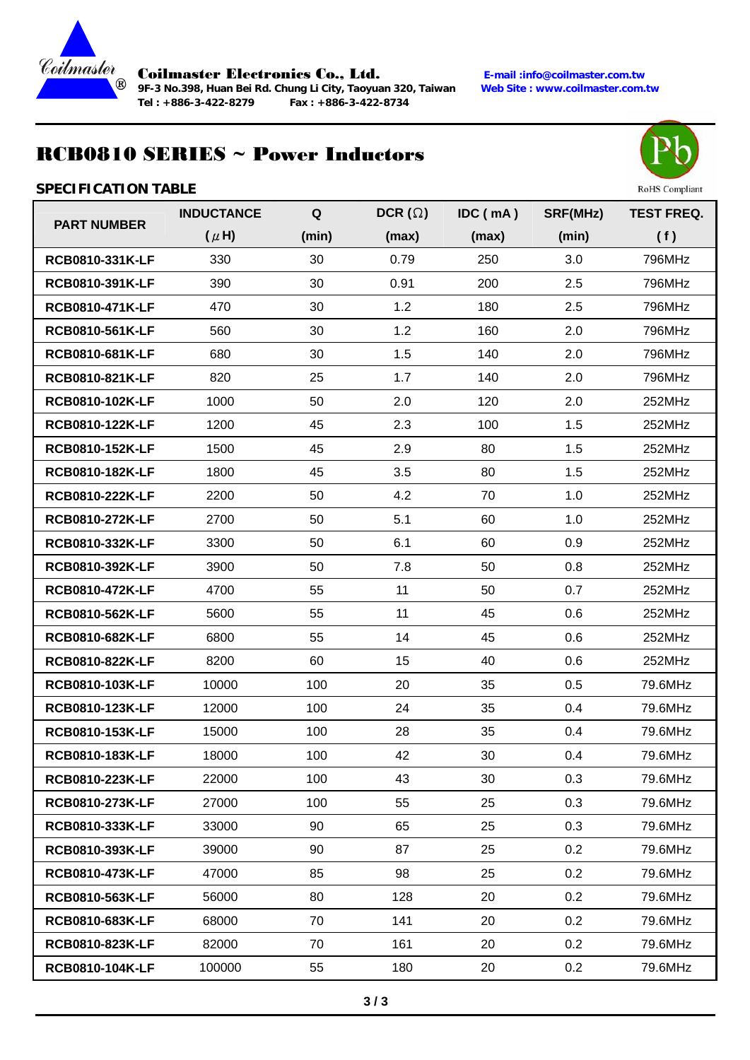Coilmaster Electronics Co., Ltd.
9F-3 No.398, Huan Bei Rd. Chung Li City, Taoyuan 320, Taiwan
Tel : +886-3-422-8279 Fax : +886-3-422-8734

E-mail :info@coilmaster.com.tw
Web Site : www.coilmaster.com.tw

# RCB0810 SERIES ~ Power Inductors

RoHS Compliant

## SPECIFICATION TABLE

| PART NUMBER | INDUCTANCE ( $\mu$ H) | Q (min) | DCR ( $\Omega$ ) (max) | IDC ( mA ) (max) | SRF(MHz) (min) | TEST FREQ. ( f ) |
|---|---|---|---|---|---|---|
| RCB0810-331K-LF | 330 | 30 | 0.79 | 250 | 3.0 | 796MHz |
| RCB0810-391K-LF | 390 | 30 | 0.91 | 200 | 2.5 | 796MHz |
| RCB0810-471K-LF | 470 | 30 | 1.2 | 180 | 2.5 | 796MHz |
| RCB0810-561K-LF | 560 | 30 | 1.2 | 160 | 2.0 | 796MHz |
| RCB0810-681K-LF | 680 | 30 | 1.5 | 140 | 2.0 | 796MHz |
| RCB0810-821K-LF | 820 | 25 | 1.7 | 140 | 2.0 | 796MHz |
| RCB0810-102K-LF | 1000 | 50 | 2.0 | 120 | 2.0 | 252MHz |
| RCB0810-122K-LF | 1200 | 45 | 2.3 | 100 | 1.5 | 252MHz |
| RCB0810-152K-LF | 1500 | 45 | 2.9 | 80 | 1.5 | 252MHz |
| RCB0810-182K-LF | 1800 | 45 | 3.5 | 80 | 1.5 | 252MHz |
| RCB0810-222K-LF | 2200 | 50 | 4.2 | 70 | 1.0 | 252MHz |
| RCB0810-272K-LF | 2700 | 50 | 5.1 | 60 | 1.0 | 252MHz |
| RCB0810-332K-LF | 3300 | 50 | 6.1 | 60 | 0.9 | 252MHz |
| RCB0810-392K-LF | 3900 | 50 | 7.8 | 50 | 0.8 | 252MHz |
| RCB0810-472K-LF | 4700 | 55 | 11 | 50 | 0.7 | 252MHz |
| RCB0810-562K-LF | 5600 | 55 | 11 | 45 | 0.6 | 252MHz |
| RCB0810-682K-LF | 6800 | 55 | 14 | 45 | 0.6 | 252MHz |
| RCB0810-822K-LF | 8200 | 60 | 15 | 40 | 0.6 | 252MHz |
| RCB0810-103K-LF | 10000 | 100 | 20 | 35 | 0.5 | 79.6MHz |
| RCB0810-123K-LF | 12000 | 100 | 24 | 35 | 0.4 | 79.6MHz |
| RCB0810-153K-LF | 15000 | 100 | 28 | 35 | 0.4 | 79.6MHz |
| RCB0810-183K-LF | 18000 | 100 | 42 | 30 | 0.4 | 79.6MHz |
| RCB0810-223K-LF | 22000 | 100 | 43 | 30 | 0.3 | 79.6MHz |
| RCB0810-273K-LF | 27000 | 100 | 55 | 25 | 0.3 | 79.6MHz |
| RCB0810-333K-LF | 33000 | 90 | 65 | 25 | 0.3 | 79.6MHz |
| RCB0810-393K-LF | 39000 | 90 | 87 | 25 | 0.2 | 79.6MHz |
| RCB0810-473K-LF | 47000 | 85 | 98 | 25 | 0.2 | 79.6MHz |
| RCB0810-563K-LF | 56000 | 80 | 128 | 20 | 0.2 | 79.6MHz |
| RCB0810-683K-LF | 68000 | 70 | 141 | 20 | 0.2 | 79.6MHz |
| RCB0810-823K-LF | 82000 | 70 | 161 | 20 | 0.2 | 79.6MHz |
| RCB0810-104K-LF | 100000 | 55 | 180 | 20 | 0.2 | 79.6MHz |